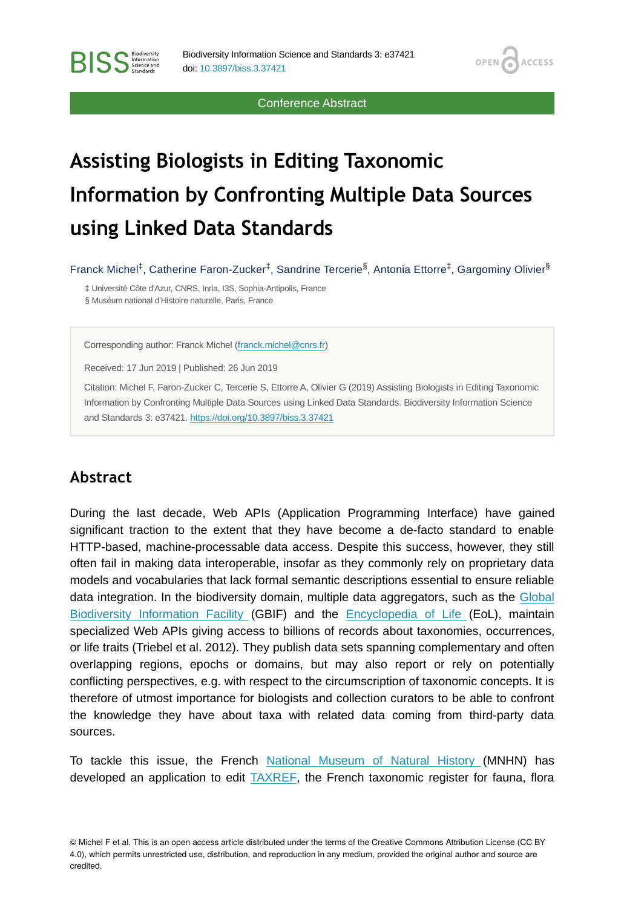Conference Abstract

# Assisting Biologists in Editing Taxonomic Information by Confronting Multiple Data Sources using Linked Data Standards

Franck Michel[‡], Catherine Faron-Zucker[‡], Sandrine Tercerie[§], Antonia Ettorre[‡], Gargominy Olivier[§]

‡ Université Côte d'Azur, CNRS, Inria, I3S, Sophia-Antipolis, France

§ Muséum national d'Histoire naturelle, Paris, France

Corresponding author: Franck Michel (franck.michel@cnrs.fr)

Received: 17 Jun 2019 | Published: 26 Jun 2019

Citation: Michel F, Faron-Zucker C, Tercerie S, Ettorre A, Olivier G (2019) Assisting Biologists in Editing Taxonomic Information by Confronting Multiple Data Sources using Linked Data Standards. Biodiversity Information Science and Standards 3: e37421. https://doi.org/10.3897/biss.3.37421

## Abstract

During the last decade, Web APIs (Application Programming Interface) have gained significant traction to the extent that they have become a de-facto standard to enable HTTP-based, machine-processable data access. Despite this success, however, they still often fail in making data interoperable, insofar as they commonly rely on proprietary data models and vocabularies that lack formal semantic descriptions essential to ensure reliable data integration. In the biodiversity domain, multiple data aggregators, such as the Global Biodiversity Information Facility (GBIF) and the Encyclopedia of Life (EoL), maintain specialized Web APIs giving access to billions of records about taxonomies, occurrences, or life traits (Triebel et al. 2012). They publish data sets spanning complementary and often overlapping regions, epochs or domains, but may also report or rely on potentially conflicting perspectives, e.g. with respect to the circumscription of taxonomic concepts. It is therefore of utmost importance for biologists and collection curators to be able to confront the knowledge they have about taxa with related data coming from third-party data sources.

To tackle this issue, the French National Museum of Natural History (MNHN) has developed an application to edit TAXREF, the French taxonomic register for fauna, flora

© Michel F et al. This is an open access article distributed under the terms of the Creative Commons Attribution License (CC BY 4.0), which permits unrestricted use, distribution, and reproduction in any medium, provided the original author and source are credited.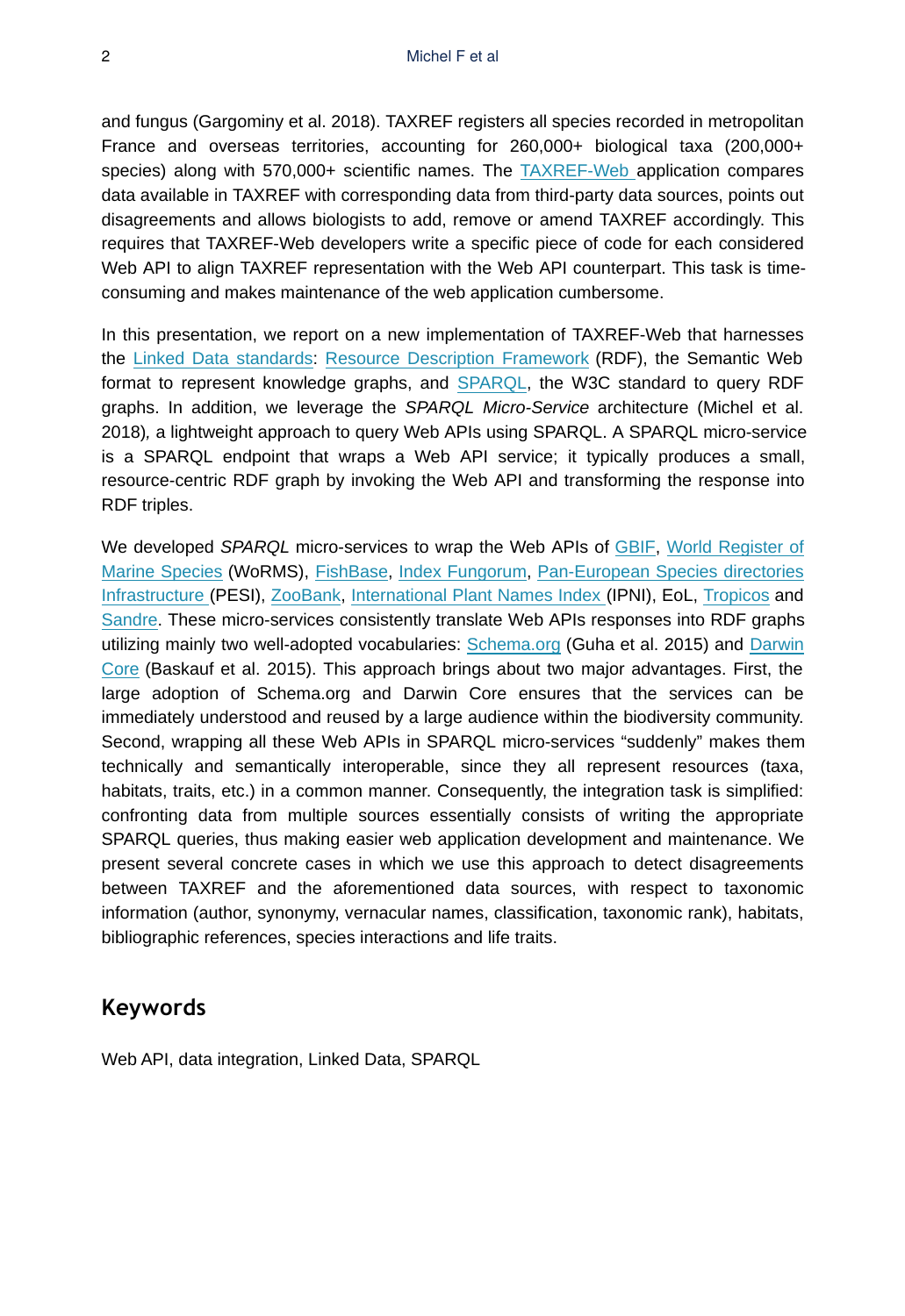and fungus (Gargominy et al. 2018). TAXREF registers all species recorded in metropolitan France and overseas territories, accounting for 260,000+ biological taxa (200,000+ species) along with 570,000+ scientific names. The TAXREF-Web application compares data available in TAXREF with corresponding data from third-party data sources, points out disagreements and allows biologists to add, remove or amend TAXREF accordingly. This requires that TAXREF-Web developers write a specific piece of code for each considered Web API to align TAXREF representation with the Web API counterpart. This task is time-consuming and makes maintenance of the web application cumbersome.

In this presentation, we report on a new implementation of TAXREF-Web that harnesses the Linked Data standards: Resource Description Framework (RDF), the Semantic Web format to represent knowledge graphs, and SPARQL, the W3C standard to query RDF graphs. In addition, we leverage the *SPARQL Micro-Service* architecture (Michel et al. 2018)*,* a lightweight approach to query Web APIs using SPARQL. A SPARQL micro-service is a SPARQL endpoint that wraps a Web API service; it typically produces a small, resource-centric RDF graph by invoking the Web API and transforming the response into RDF triples.

We developed *SPARQL* micro-services to wrap the Web APIs of GBIF, World Register of Marine Species (WoRMS), FishBase, Index Fungorum, Pan-European Species directories Infrastructure (PESI), ZooBank, International Plant Names Index (IPNI), EoL, Tropicos and Sandre. These micro-services consistently translate Web APIs responses into RDF graphs utilizing mainly two well-adopted vocabularies: Schema.org (Guha et al. 2015) and Darwin Core (Baskauf et al. 2015). This approach brings about two major advantages. First, the large adoption of Schema.org and Darwin Core ensures that the services can be immediately understood and reused by a large audience within the biodiversity community. Second, wrapping all these Web APIs in SPARQL micro-services "suddenly" makes them technically and semantically interoperable, since they all represent resources (taxa, habitats, traits, etc.) in a common manner. Consequently, the integration task is simplified: confronting data from multiple sources essentially consists of writing the appropriate SPARQL queries, thus making easier web application development and maintenance. We present several concrete cases in which we use this approach to detect disagreements between TAXREF and the aforementioned data sources, with respect to taxonomic information (author, synonymy, vernacular names, classification, taxonomic rank), habitats, bibliographic references, species interactions and life traits.

## Keywords

Web API, data integration, Linked Data, SPARQL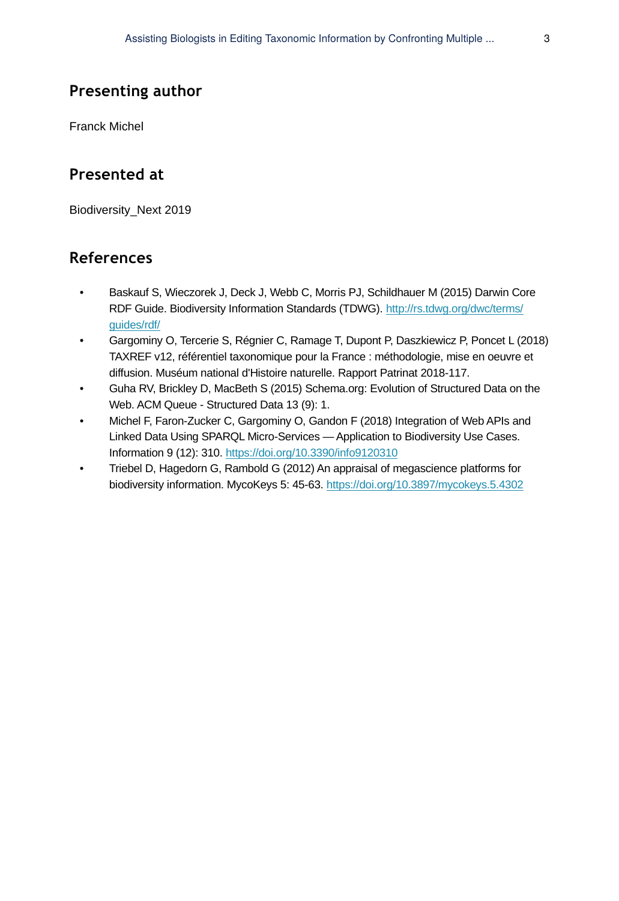## Presenting author

Franck Michel

## Presented at

Biodiversity_Next 2019

## References

- Baskauf S, Wieczorek J, Deck J, Webb C, Morris PJ, Schildhauer M (2015) Darwin Core RDF Guide. Biodiversity Information Standards (TDWG). http://rs.tdwg.org/dwc/terms/guides/rdf/
- Gargominy O, Tercerie S, Régnier C, Ramage T, Dupont P, Daszkiewicz P, Poncet L (2018) TAXREF v12, référentiel taxonomique pour la France : méthodologie, mise en oeuvre et diffusion. Muséum national d'Histoire naturelle. Rapport Patrinat 2018-117.
- Guha RV, Brickley D, MacBeth S (2015) Schema.org: Evolution of Structured Data on the Web. ACM Queue - Structured Data 13 (9): 1.
- Michel F, Faron-Zucker C, Gargominy O, Gandon F (2018) Integration of Web APIs and Linked Data Using SPARQL Micro-Services — Application to Biodiversity Use Cases. Information 9 (12): 310. https://doi.org/10.3390/info9120310
- Triebel D, Hagedorn G, Rambold G (2012) An appraisal of megascience platforms for biodiversity information. MycoKeys 5: 45-63. https://doi.org/10.3897/mycokeys.5.4302